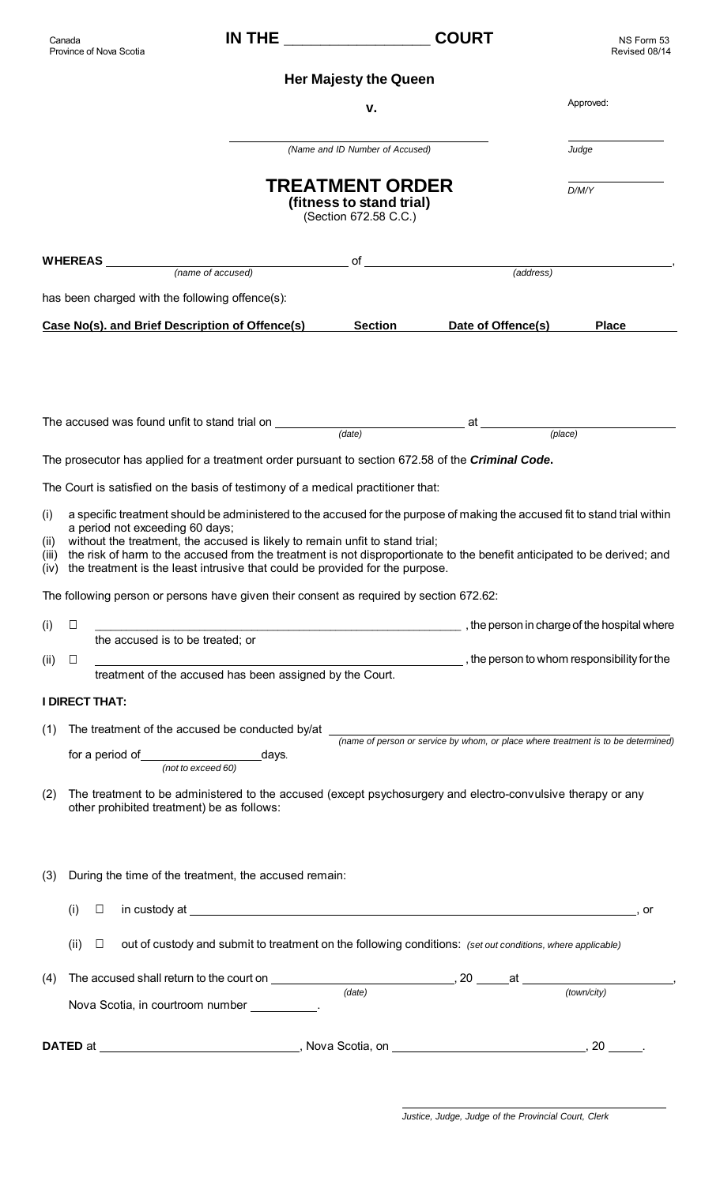Canada
Province of Nova Scotia

**IN THE \_\_\_\_\_\_\_\_\_\_\_\_\_\_\_\_\_\_ COURT**

NS Form 53
Revised 08/14

**Her Majesty the Queen**

**v.**

\_\_\_\_\_\_\_\_\_\_\_\_\_\_\_\_\_\_\_\_\_\_\_\_\_\_\_\_\_\_\_\_\_\_\_\_\_\_
*(Name and ID Number of Accused)*

Approved:

\_\_\_\_\_\_\_\_\_\_\_\_\_\_
*Judge*

\_\_\_\_\_\_\_\_\_\_\_\_\_\_
*D/M/Y*

# TREATMENT ORDER

**(fitness to stand trial)**
(Section 672.58 C.C.)

**WHEREAS** \_\_\_\_\_\_\_\_\_\_\_\_\_\_\_\_\_\_\_\_\_\_\_\_\_\_\_ of \_\_\_\_\_\_\_\_\_\_\_\_\_\_\_\_\_\_\_\_\_\_\_\_\_\_\_\_\_\_\_\_\_\_\_\_\_\_,
*(name of accused)* *(address)*

has been charged with the following offence(s):

| Case No(s). and Brief Description of Offence(s) | Section | Date of Offence(s) | Place |
|---|---|---|---|
| | | | |

The accused was found unfit to stand trial on \_\_\_\_\_\_\_\_\_\_\_\_\_\_\_\_\_\_\_\_\_\_\_\_\_\_ at \_\_\_\_\_\_\_\_\_\_\_\_\_\_\_\_\_\_\_\_\_\_\_\_\_\_
*(date)* *(place)*

The prosecutor has applied for a treatment order pursuant to section 672.58 of the ***Criminal Code*.**

The Court is satisfied on the basis of testimony of a medical practitioner that:

(i) a specific treatment should be administered to the accused for the purpose of making the accused fit to stand trial within a period not exceeding 60 days;
(ii) without the treatment, the accused is likely to remain unfit to stand trial;
(iii) the risk of harm to the accused from the treatment is not disproportionate to the benefit anticipated to be derived; and
(iv) the treatment is the least intrusive that could be provided for the purpose.

The following person or persons have given their consent as required by section 672.62:

(i) ☐ \_\_\_\_\_\_\_\_\_\_\_\_\_\_\_\_\_\_\_\_\_\_\_\_\_\_\_\_\_\_\_\_\_\_\_\_\_\_\_\_\_\_\_\_\_\_, the person in charge of the hospital where the accused is to be treated; or

(ii) ☐ \_\_\_\_\_\_\_\_\_\_\_\_\_\_\_\_\_\_\_\_\_\_\_\_\_\_\_\_\_\_\_\_\_\_\_\_\_\_\_\_\_\_\_\_\_\_, the person to whom responsibility for the treatment of the accused has been assigned by the Court.

**I DIRECT THAT:**

(1) The treatment of the accused be conducted by/at \_\_\_\_\_\_\_\_\_\_\_\_\_\_\_\_\_\_\_\_\_\_\_\_\_\_\_\_\_\_\_\_\_\_\_\_\_\_\_\_
*(name of person or service by whom, or place where treatment is to be determined)*
for a period of \_\_\_\_\_\_\_\_\_\_\_\_\_\_\_\_ days.
*(not to exceed 60)*

(2) The treatment to be administered to the accused (except psychosurgery and electro-convulsive therapy or any other prohibited treatment) be as follows:

(3) During the time of the treatment, the accused remain:

(i) ☐ in custody at \_\_\_\_\_\_\_\_\_\_\_\_\_\_\_\_\_\_\_\_\_\_\_\_\_\_\_\_\_\_\_\_\_\_\_\_\_\_\_\_\_\_\_\_\_\_\_\_\_\_\_\_\_\_\_\_, or

(ii) ☐ out of custody and submit to treatment on the following conditions: *(set out conditions, where applicable)*

(4) The accused shall return to the court on \_\_\_\_\_\_\_\_\_\_\_\_\_\_\_\_\_\_\_\_\_\_\_\_, 20 \_\_\_\_\_ at \_\_\_\_\_\_\_\_\_\_\_\_\_\_\_\_\_\_\_\_,
*(date)* *(town/city)*
Nova Scotia, in courtroom number \_\_\_\_\_\_\_\_\_\_.

**DATED** at \_\_\_\_\_\_\_\_\_\_\_\_\_\_\_\_\_\_\_\_\_\_\_\_\_\_\_\_, Nova Scotia, on \_\_\_\_\_\_\_\_\_\_\_\_\_\_\_\_\_\_\_\_\_\_\_\_\_\_\_\_, 20 \_\_\_\_\_.

\_\_\_\_\_\_\_\_\_\_\_\_\_\_\_\_\_\_\_\_\_\_\_\_\_\_\_\_\_\_\_\_\_\_\_\_\_\_
*Justice, Judge, Judge of the Provincial Court, Clerk*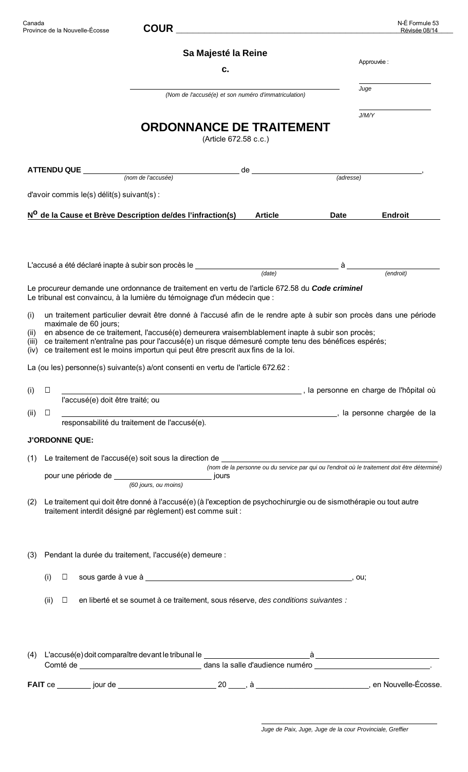Canada
Province de la Nouvelle-Écosse

**COUR** \_\_\_\_\_\_\_\_\_\_\_\_\_\_\_\_\_\_\_\_\_\_\_\_\_\_\_\_\_\_\_\_\_\_\_\_\_\_

N-É Formule 53
Révisée 08/14

**Sa Majesté la Reine**

**c.**

\_\_\_\_\_\_\_\_\_\_\_\_\_\_\_\_\_\_\_\_\_\_\_\_\_\_\_\_\_\_\_\_\_\_\_\_\_\_
*(Nom de l'accusé(e) et son numéro d'immatriculation)*

Approuvée :

\_\_\_\_\_\_\_\_\_\_\_\_\_\_\_\_
*Juge*

\_\_\_\_\_\_\_\_\_\_\_\_\_\_\_\_
*J/M/Y*

# ORDONNANCE DE TRAITEMENT

(Article 672.58 c.c.)

**ATTENDU QUE** \_\_\_\_\_\_\_\_\_\_\_\_\_\_\_\_\_\_\_\_\_\_\_\_ de \_\_\_\_\_\_\_\_\_\_\_\_\_\_\_\_\_\_\_\_\_\_\_\_,
*(nom de l'accusée)* *(adresse)*

d'avoir commis le(s) délit(s) suivant(s) :

| **N[o] de la Cause et Brève Description de/des l'infraction(s)** | **Article** | **Date** | **Endroit** |
| --- | --- | --- | --- |
| | | | |

L'accusé a été déclaré inapte à subir son procès le \_\_\_\_\_\_\_\_\_\_\_\_\_\_\_\_\_\_\_\_ à \_\_\_\_\_\_\_\_\_\_\_\_\_\_\_\_\_\_\_\_
*(date)* *(endroit)*

Le procureur demande une ordonnance de traitement en vertu de l'article 672.58 du ***Code criminel***
Le tribunal est convaincu, à la lumière du témoignage d'un médecin que :

(i) un traitement particulier devrait être donné à l'accusé afin de le rendre apte à subir son procès dans une période maximale de 60 jours;
(ii) en absence de ce traitement, l'accusé(e) demeurera vraisemblablement inapte à subir son procès;
(iii) ce traitement n'entraîne pas pour l'accusé(e) un risque démesuré compte tenu des bénéfices espérés;
(iv) ce traitement est le moins importun qui peut être prescrit aux fins de la loi.

La (ou les) personne(s) suivante(s) a/ont consenti en vertu de l'article 672.62 :

(i) ☐ \_\_\_\_\_\_\_\_\_\_\_\_\_\_\_\_\_\_\_\_\_\_\_\_\_\_\_\_\_\_\_\_\_\_\_\_, la personne en charge de l'hôpital où l'accusé(e) doit être traité; ou

(ii) ☐ \_\_\_\_\_\_\_\_\_\_\_\_\_\_\_\_\_\_\_\_\_\_\_\_\_\_\_\_\_\_\_\_\_\_\_\_, la personne chargée de la responsabilité du traitement de l'accusé(e).

**J'ORDONNE QUE:**

(1) Le traitement de l'accusé(e) soit sous la direction de \_\_\_\_\_\_\_\_\_\_\_\_\_\_\_\_\_\_\_\_\_\_\_\_\_\_\_\_\_\_\_\_\_\_\_\_
*(nom de la personne ou du service par qui ou l'endroit où le traitement doit être déterminé)*
pour une période de \_\_\_\_\_\_\_\_\_\_\_\_\_\_\_\_ jours
*(60 jours, ou moins)*

(2) Le traitement qui doit être donné à l'accusé(e) (à l'exception de psychochirurgie ou de sismothérapie ou tout autre traitement interdit désigné par règlement) est comme suit :

(3) Pendant la durée du traitement, l'accusé(e) demeure :

(i) ☐ sous garde à vue à \_\_\_\_\_\_\_\_\_\_\_\_\_\_\_\_\_\_\_\_\_\_\_\_\_\_\_\_\_\_\_\_\_\_\_\_, ou;

(ii) ☐ en liberté et se soumet à ce traitement, sous réserve, *des conditions suivantes :*

(4) L'accusé(e) doit comparaître devant le tribunal le \_\_\_\_\_\_\_\_\_\_\_\_\_\_\_\_\_\_\_\_ à \_\_\_\_\_\_\_\_\_\_\_\_\_\_\_\_\_\_\_\_
Comté de \_\_\_\_\_\_\_\_\_\_\_\_\_\_\_\_\_\_\_\_ dans la salle d'audience numéro \_\_\_\_\_\_\_\_\_\_\_\_\_\_\_\_\_\_\_\_.

**FAIT** ce \_\_\_\_\_\_ jour de \_\_\_\_\_\_\_\_\_\_\_\_\_\_\_\_ 20 \_\_\_\_, à \_\_\_\_\_\_\_\_\_\_\_\_\_\_\_\_\_\_\_\_, en Nouvelle-Écosse.

\_\_\_\_\_\_\_\_\_\_\_\_\_\_\_\_\_\_\_\_\_\_\_\_\_\_\_\_\_\_\_\_\_\_\_\_
*Juge de Paix, Juge, Juge de la cour Provinciale, Greffier*